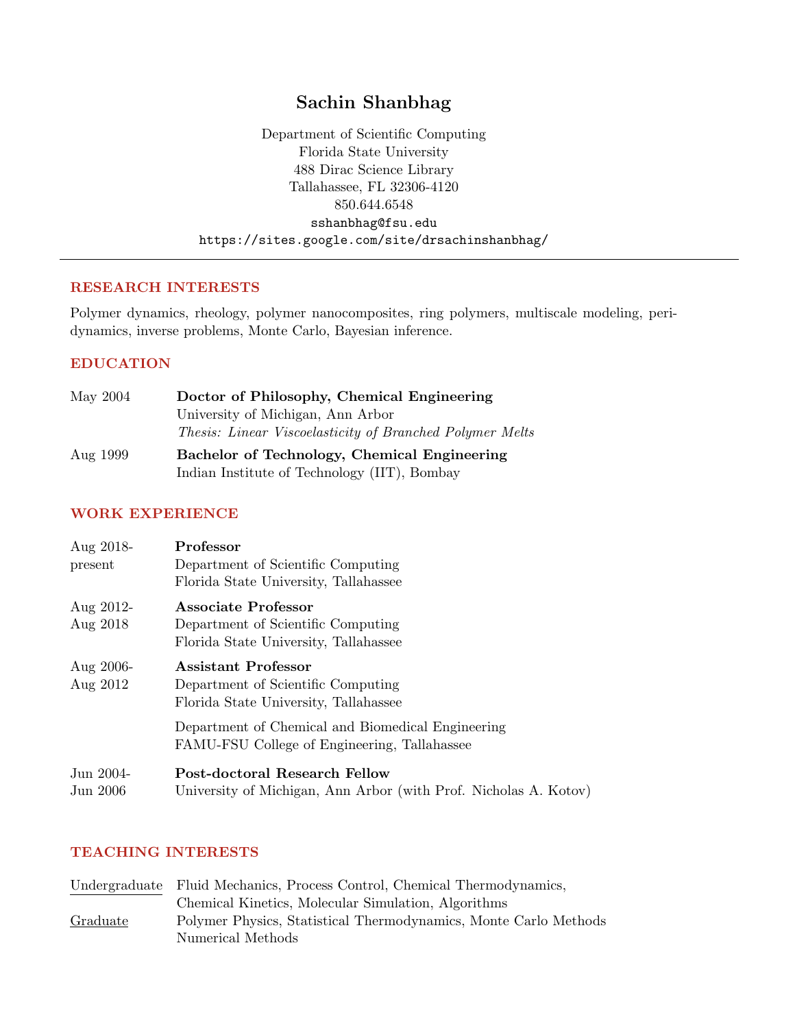# Sachin Shanbhag

Department of Scientific Computing
Florida State University
488 Dirac Science Library
Tallahassee, FL 32306-4120
850.644.6548
sshanbhag@fsu.edu
https://sites.google.com/site/drsachinshanbhag/

---

## RESEARCH INTERESTS

Polymer dynamics, rheology, polymer nanocomposites, ring polymers, multiscale modeling, peridynamics, inverse problems, Monte Carlo, Bayesian inference.

## EDUCATION

May 2004 — **Doctor of Philosophy, Chemical Engineering**
University of Michigan, Ann Arbor
*Thesis: Linear Viscoelasticity of Branched Polymer Melts*

Aug 1999 — **Bachelor of Technology, Chemical Engineering**
Indian Institute of Technology (IIT), Bombay

## WORK EXPERIENCE

Aug 2018-present — **Professor**
Department of Scientific Computing
Florida State University, Tallahassee

Aug 2012-Aug 2018 — **Associate Professor**
Department of Scientific Computing
Florida State University, Tallahassee

Aug 2006-Aug 2012 — **Assistant Professor**
Department of Scientific Computing
Florida State University, Tallahassee

Department of Chemical and Biomedical Engineering
FAMU-FSU College of Engineering, Tallahassee

Jun 2004-Jun 2006 — **Post-doctoral Research Fellow**
University of Michigan, Ann Arbor (with Prof. Nicholas A. Kotov)

## TEACHING INTERESTS

Undergraduate — Fluid Mechanics, Process Control, Chemical Thermodynamics, Chemical Kinetics, Molecular Simulation, Algorithms

Graduate — Polymer Physics, Statistical Thermodynamics, Monte Carlo Methods Numerical Methods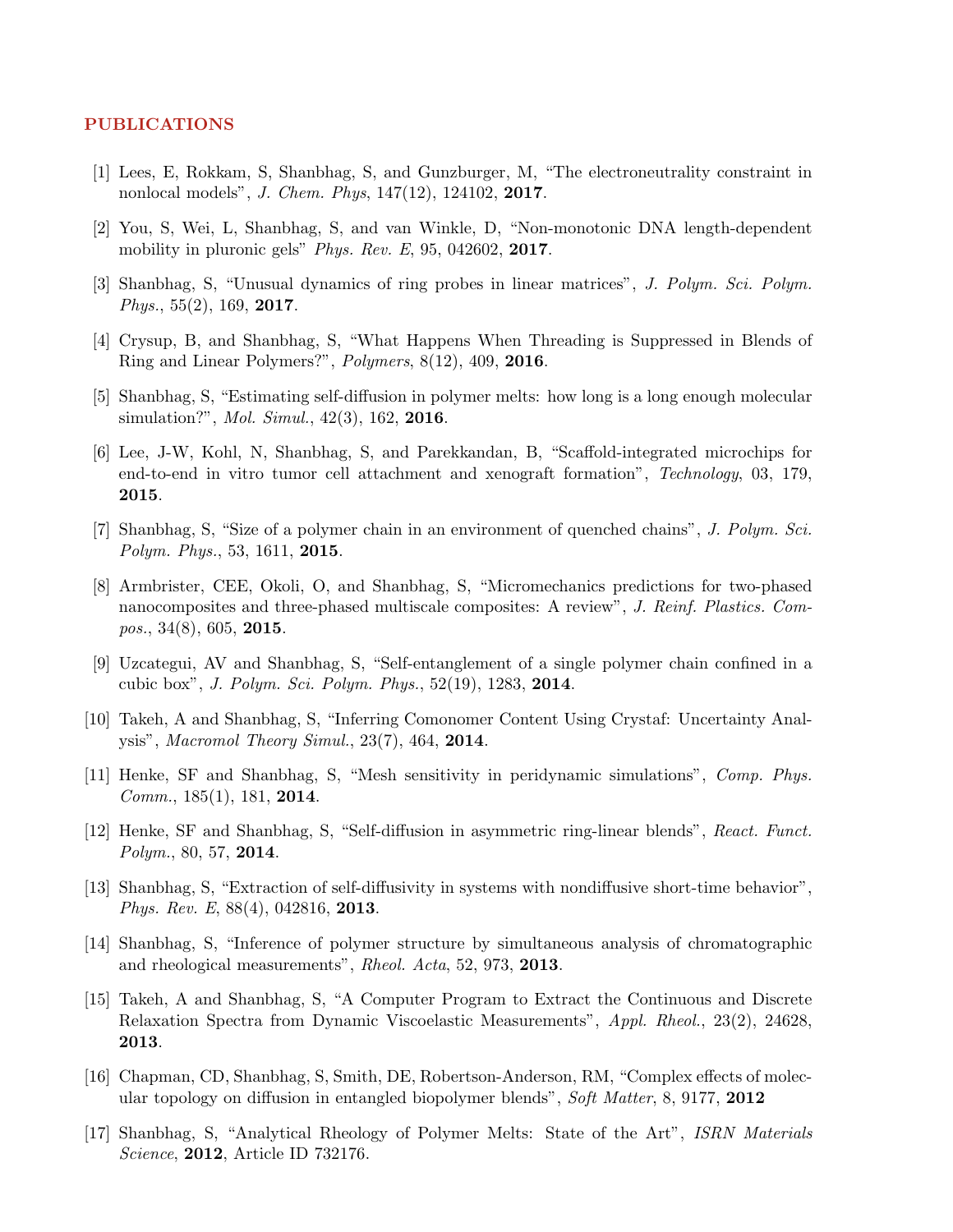## PUBLICATIONS

[1] Lees, E, Rokkam, S, Shanbhag, S, and Gunzburger, M, "The electroneutrality constraint in nonlocal models", *J. Chem. Phys*, 147(12), 124102, **2017**.

[2] You, S, Wei, L, Shanbhag, S, and van Winkle, D, "Non-monotonic DNA length-dependent mobility in pluronic gels" *Phys. Rev. E*, 95, 042602, **2017**.

[3] Shanbhag, S, "Unusual dynamics of ring probes in linear matrices", *J. Polym. Sci. Polym. Phys.*, 55(2), 169, **2017**.

[4] Crysup, B, and Shanbhag, S, "What Happens When Threading is Suppressed in Blends of Ring and Linear Polymers?", *Polymers*, 8(12), 409, **2016**.

[5] Shanbhag, S, "Estimating self-diffusion in polymer melts: how long is a long enough molecular simulation?", *Mol. Simul.*, 42(3), 162, **2016**.

[6] Lee, J-W, Kohl, N, Shanbhag, S, and Parekkandan, B, "Scaffold-integrated microchips for end-to-end in vitro tumor cell attachment and xenograft formation", *Technology*, 03, 179, **2015**.

[7] Shanbhag, S, "Size of a polymer chain in an environment of quenched chains", *J. Polym. Sci. Polym. Phys.*, 53, 1611, **2015**.

[8] Armbrister, CEE, Okoli, O, and Shanbhag, S, "Micromechanics predictions for two-phased nanocomposites and three-phased multiscale composites: A review", *J. Reinf. Plastics. Compos.*, 34(8), 605, **2015**.

[9] Uzcategui, AV and Shanbhag, S, "Self-entanglement of a single polymer chain confined in a cubic box", *J. Polym. Sci. Polym. Phys.*, 52(19), 1283, **2014**.

[10] Takeh, A and Shanbhag, S, "Inferring Comonomer Content Using Crystaf: Uncertainty Analysis", *Macromol Theory Simul.*, 23(7), 464, **2014**.

[11] Henke, SF and Shanbhag, S, "Mesh sensitivity in peridynamic simulations", *Comp. Phys. Comm.*, 185(1), 181, **2014**.

[12] Henke, SF and Shanbhag, S, "Self-diffusion in asymmetric ring-linear blends", *React. Funct. Polym.*, 80, 57, **2014**.

[13] Shanbhag, S, "Extraction of self-diffusivity in systems with nondiffusive short-time behavior", *Phys. Rev. E*, 88(4), 042816, **2013**.

[14] Shanbhag, S, "Inference of polymer structure by simultaneous analysis of chromatographic and rheological measurements", *Rheol. Acta*, 52, 973, **2013**.

[15] Takeh, A and Shanbhag, S, "A Computer Program to Extract the Continuous and Discrete Relaxation Spectra from Dynamic Viscoelastic Measurements", *Appl. Rheol.*, 23(2), 24628, **2013**.

[16] Chapman, CD, Shanbhag, S, Smith, DE, Robertson-Anderson, RM, "Complex effects of molecular topology on diffusion in entangled biopolymer blends", *Soft Matter*, 8, 9177, **2012**

[17] Shanbhag, S, "Analytical Rheology of Polymer Melts: State of the Art", *ISRN Materials Science*, **2012**, Article ID 732176.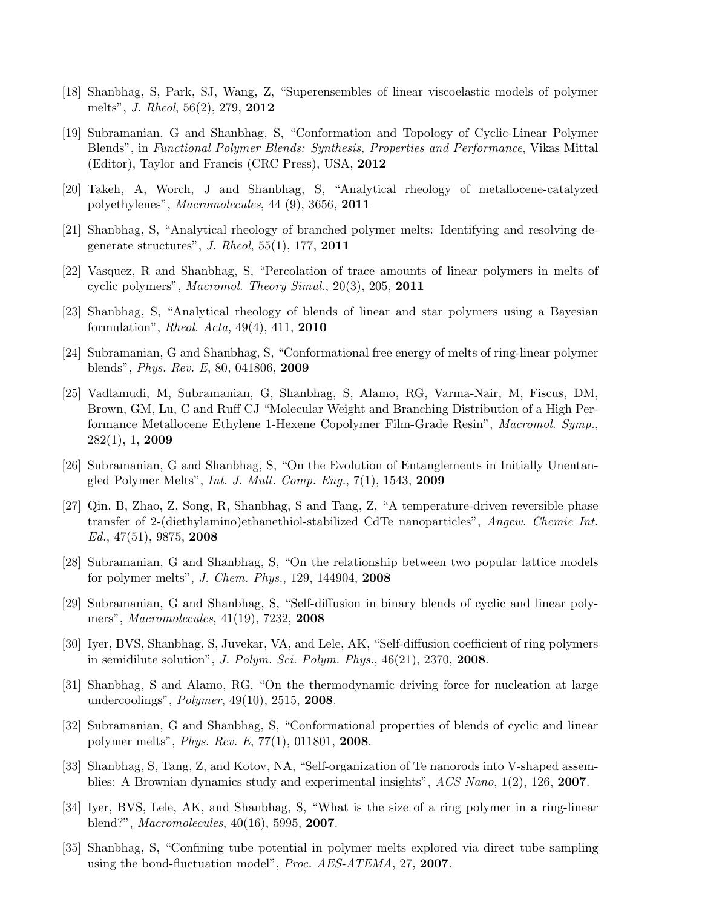[18] Shanbhag, S, Park, SJ, Wang, Z, "Superensembles of linear viscoelastic models of polymer melts", *J. Rheol*, 56(2), 279, **2012**

[19] Subramanian, G and Shanbhag, S, "Conformation and Topology of Cyclic-Linear Polymer Blends", in *Functional Polymer Blends: Synthesis, Properties and Performance*, Vikas Mittal (Editor), Taylor and Francis (CRC Press), USA, **2012**

[20] Takeh, A, Worch, J and Shanbhag, S, "Analytical rheology of metallocene-catalyzed polyethylenes", *Macromolecules*, 44 (9), 3656, **2011**

[21] Shanbhag, S, "Analytical rheology of branched polymer melts: Identifying and resolving degenerate structures", *J. Rheol*, 55(1), 177, **2011**

[22] Vasquez, R and Shanbhag, S, "Percolation of trace amounts of linear polymers in melts of cyclic polymers", *Macromol. Theory Simul.*, 20(3), 205, **2011**

[23] Shanbhag, S, "Analytical rheology of blends of linear and star polymers using a Bayesian formulation", *Rheol. Acta*, 49(4), 411, **2010**

[24] Subramanian, G and Shanbhag, S, "Conformational free energy of melts of ring-linear polymer blends", *Phys. Rev. E*, 80, 041806, **2009**

[25] Vadlamudi, M, Subramanian, G, Shanbhag, S, Alamo, RG, Varma-Nair, M, Fiscus, DM, Brown, GM, Lu, C and Ruff CJ "Molecular Weight and Branching Distribution of a High Performance Metallocene Ethylene 1-Hexene Copolymer Film-Grade Resin", *Macromol. Symp.*, 282(1), 1, **2009**

[26] Subramanian, G and Shanbhag, S, "On the Evolution of Entanglements in Initially Unentangled Polymer Melts", *Int. J. Mult. Comp. Eng.*, 7(1), 1543, **2009**

[27] Qin, B, Zhao, Z, Song, R, Shanbhag, S and Tang, Z, "A temperature-driven reversible phase transfer of 2-(diethylamino)ethanethiol-stabilized CdTe nanoparticles", *Angew. Chemie Int. Ed.*, 47(51), 9875, **2008**

[28] Subramanian, G and Shanbhag, S, "On the relationship between two popular lattice models for polymer melts", *J. Chem. Phys.*, 129, 144904, **2008**

[29] Subramanian, G and Shanbhag, S, "Self-diffusion in binary blends of cyclic and linear polymers", *Macromolecules*, 41(19), 7232, **2008**

[30] Iyer, BVS, Shanbhag, S, Juvekar, VA, and Lele, AK, "Self-diffusion coefficient of ring polymers in semidilute solution", *J. Polym. Sci. Polym. Phys.*, 46(21), 2370, **2008**.

[31] Shanbhag, S and Alamo, RG, "On the thermodynamic driving force for nucleation at large undercoolings", *Polymer*, 49(10), 2515, **2008**.

[32] Subramanian, G and Shanbhag, S, "Conformational properties of blends of cyclic and linear polymer melts", *Phys. Rev. E*, 77(1), 011801, **2008**.

[33] Shanbhag, S, Tang, Z, and Kotov, NA, "Self-organization of Te nanorods into V-shaped assemblies: A Brownian dynamics study and experimental insights", *ACS Nano*, 1(2), 126, **2007**.

[34] Iyer, BVS, Lele, AK, and Shanbhag, S, "What is the size of a ring polymer in a ring-linear blend?", *Macromolecules*, 40(16), 5995, **2007**.

[35] Shanbhag, S, "Confining tube potential in polymer melts explored via direct tube sampling using the bond-fluctuation model", *Proc. AES-ATEMA*, 27, **2007**.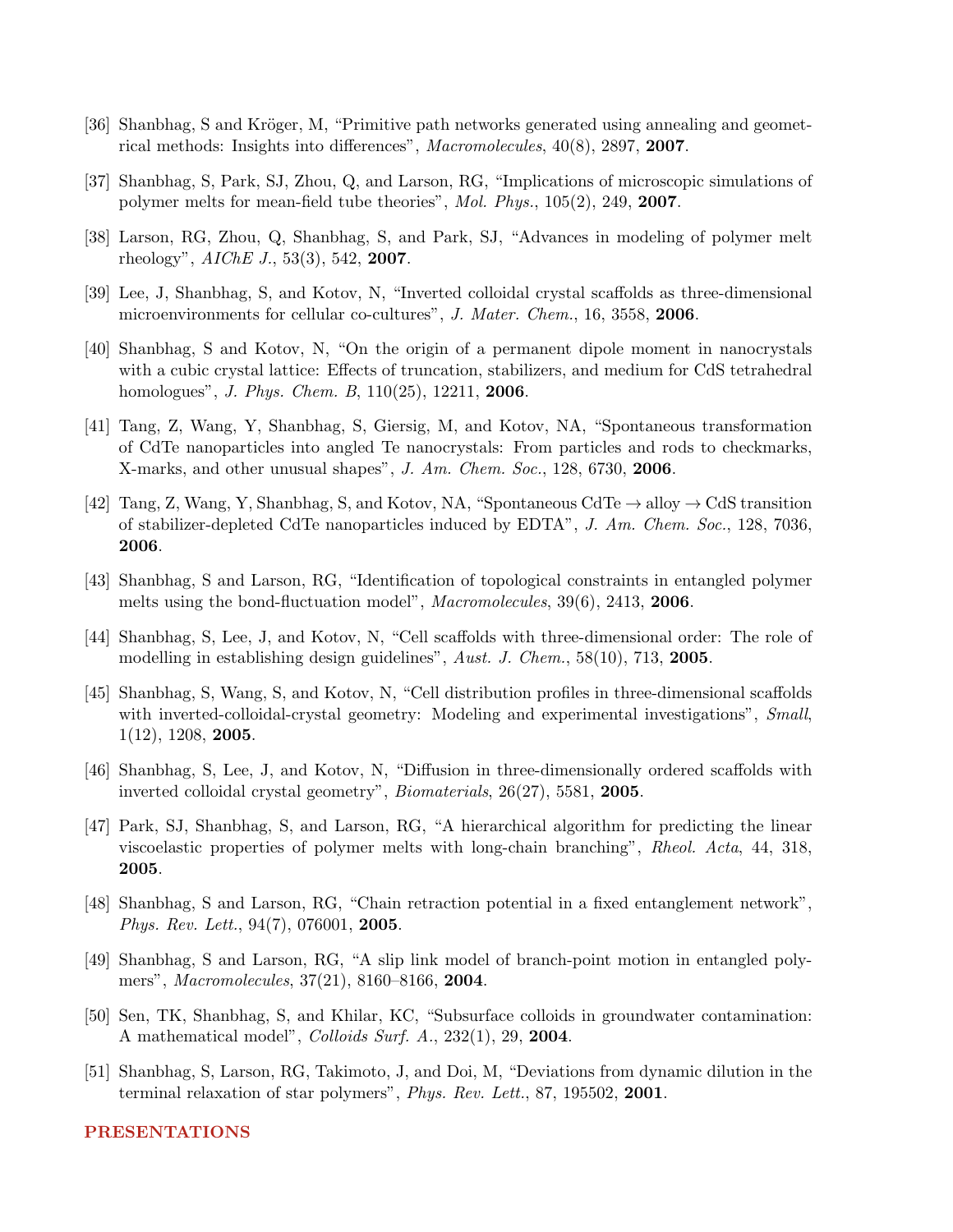[36] Shanbhag, S and Kröger, M, "Primitive path networks generated using annealing and geometrical methods: Insights into differences", *Macromolecules*, 40(8), 2897, **2007**.

[37] Shanbhag, S, Park, SJ, Zhou, Q, and Larson, RG, "Implications of microscopic simulations of polymer melts for mean-field tube theories", *Mol. Phys.*, 105(2), 249, **2007**.

[38] Larson, RG, Zhou, Q, Shanbhag, S, and Park, SJ, "Advances in modeling of polymer melt rheology", *AIChE J.*, 53(3), 542, **2007**.

[39] Lee, J, Shanbhag, S, and Kotov, N, "Inverted colloidal crystal scaffolds as three-dimensional microenvironments for cellular co-cultures", *J. Mater. Chem.*, 16, 3558, **2006**.

[40] Shanbhag, S and Kotov, N, "On the origin of a permanent dipole moment in nanocrystals with a cubic crystal lattice: Effects of truncation, stabilizers, and medium for CdS tetrahedral homologues", *J. Phys. Chem. B*, 110(25), 12211, **2006**.

[41] Tang, Z, Wang, Y, Shanbhag, S, Giersig, M, and Kotov, NA, "Spontaneous transformation of CdTe nanoparticles into angled Te nanocrystals: From particles and rods to checkmarks, X-marks, and other unusual shapes", *J. Am. Chem. Soc.*, 128, 6730, **2006**.

[42] Tang, Z, Wang, Y, Shanbhag, S, and Kotov, NA, "Spontaneous CdTe → alloy → CdS transition of stabilizer-depleted CdTe nanoparticles induced by EDTA", *J. Am. Chem. Soc.*, 128, 7036, **2006**.

[43] Shanbhag, S and Larson, RG, "Identification of topological constraints in entangled polymer melts using the bond-fluctuation model", *Macromolecules*, 39(6), 2413, **2006**.

[44] Shanbhag, S, Lee, J, and Kotov, N, "Cell scaffolds with three-dimensional order: The role of modelling in establishing design guidelines", *Aust. J. Chem.*, 58(10), 713, **2005**.

[45] Shanbhag, S, Wang, S, and Kotov, N, "Cell distribution profiles in three-dimensional scaffolds with inverted-colloidal-crystal geometry: Modeling and experimental investigations", *Small*, 1(12), 1208, **2005**.

[46] Shanbhag, S, Lee, J, and Kotov, N, "Diffusion in three-dimensionally ordered scaffolds with inverted colloidal crystal geometry", *Biomaterials*, 26(27), 5581, **2005**.

[47] Park, SJ, Shanbhag, S, and Larson, RG, "A hierarchical algorithm for predicting the linear viscoelastic properties of polymer melts with long-chain branching", *Rheol. Acta*, 44, 318, **2005**.

[48] Shanbhag, S and Larson, RG, "Chain retraction potential in a fixed entanglement network", *Phys. Rev. Lett.*, 94(7), 076001, **2005**.

[49] Shanbhag, S and Larson, RG, "A slip link model of branch-point motion in entangled polymers", *Macromolecules*, 37(21), 8160–8166, **2004**.

[50] Sen, TK, Shanbhag, S, and Khilar, KC, "Subsurface colloids in groundwater contamination: A mathematical model", *Colloids Surf. A.*, 232(1), 29, **2004**.

[51] Shanbhag, S, Larson, RG, Takimoto, J, and Doi, M, "Deviations from dynamic dilution in the terminal relaxation of star polymers", *Phys. Rev. Lett.*, 87, 195502, **2001**.

## PRESENTATIONS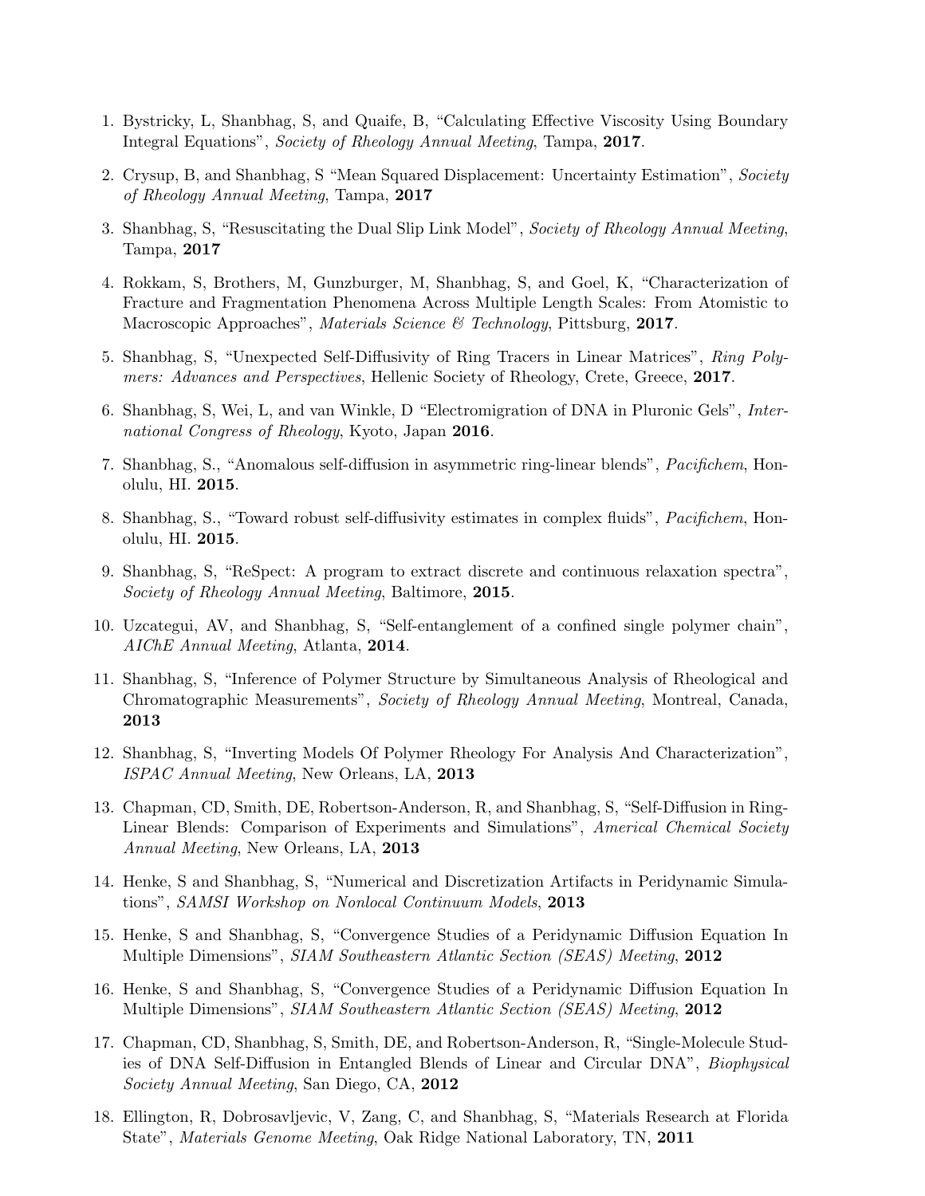1. Bystricky, L, Shanbhag, S, and Quaife, B, "Calculating Effective Viscosity Using Boundary Integral Equations", *Society of Rheology Annual Meeting*, Tampa, **2017**.

2. Crysup, B, and Shanbhag, S "Mean Squared Displacement: Uncertainty Estimation", *Society of Rheology Annual Meeting*, Tampa, **2017**

3. Shanbhag, S, "Resuscitating the Dual Slip Link Model", *Society of Rheology Annual Meeting*, Tampa, **2017**

4. Rokkam, S, Brothers, M, Gunzburger, M, Shanbhag, S, and Goel, K, "Characterization of Fracture and Fragmentation Phenomena Across Multiple Length Scales: From Atomistic to Macroscopic Approaches", *Materials Science & Technology*, Pittsburg, **2017**.

5. Shanbhag, S, "Unexpected Self-Diffusivity of Ring Tracers in Linear Matrices", *Ring Polymers: Advances and Perspectives*, Hellenic Society of Rheology, Crete, Greece, **2017**.

6. Shanbhag, S, Wei, L, and van Winkle, D "Electromigration of DNA in Pluronic Gels", *International Congress of Rheology*, Kyoto, Japan **2016**.

7. Shanbhag, S., "Anomalous self-diffusion in asymmetric ring-linear blends", *Pacifichem*, Honolulu, HI. **2015**.

8. Shanbhag, S., "Toward robust self-diffusivity estimates in complex fluids", *Pacifichem*, Honolulu, HI. **2015**.

9. Shanbhag, S, "ReSpect: A program to extract discrete and continuous relaxation spectra", *Society of Rheology Annual Meeting*, Baltimore, **2015**.

10. Uzcategui, AV, and Shanbhag, S, "Self-entanglement of a confined single polymer chain", *AIChE Annual Meeting*, Atlanta, **2014**.

11. Shanbhag, S, "Inference of Polymer Structure by Simultaneous Analysis of Rheological and Chromatographic Measurements", *Society of Rheology Annual Meeting*, Montreal, Canada, **2013**

12. Shanbhag, S, "Inverting Models Of Polymer Rheology For Analysis And Characterization", *ISPAC Annual Meeting*, New Orleans, LA, **2013**

13. Chapman, CD, Smith, DE, Robertson-Anderson, R, and Shanbhag, S, "Self-Diffusion in Ring-Linear Blends: Comparison of Experiments and Simulations", *Americal Chemical Society Annual Meeting*, New Orleans, LA, **2013**

14. Henke, S and Shanbhag, S, "Numerical and Discretization Artifacts in Peridynamic Simulations", *SAMSI Workshop on Nonlocal Continuum Models*, **2013**

15. Henke, S and Shanbhag, S, "Convergence Studies of a Peridynamic Diffusion Equation In Multiple Dimensions", *SIAM Southeastern Atlantic Section (SEAS) Meeting*, **2012**

16. Henke, S and Shanbhag, S, "Convergence Studies of a Peridynamic Diffusion Equation In Multiple Dimensions", *SIAM Southeastern Atlantic Section (SEAS) Meeting*, **2012**

17. Chapman, CD, Shanbhag, S, Smith, DE, and Robertson-Anderson, R, "Single-Molecule Studies of DNA Self-Diffusion in Entangled Blends of Linear and Circular DNA", *Biophysical Society Annual Meeting*, San Diego, CA, **2012**

18. Ellington, R, Dobrosavljevic, V, Zang, C, and Shanbhag, S, "Materials Research at Florida State", *Materials Genome Meeting*, Oak Ridge National Laboratory, TN, **2011**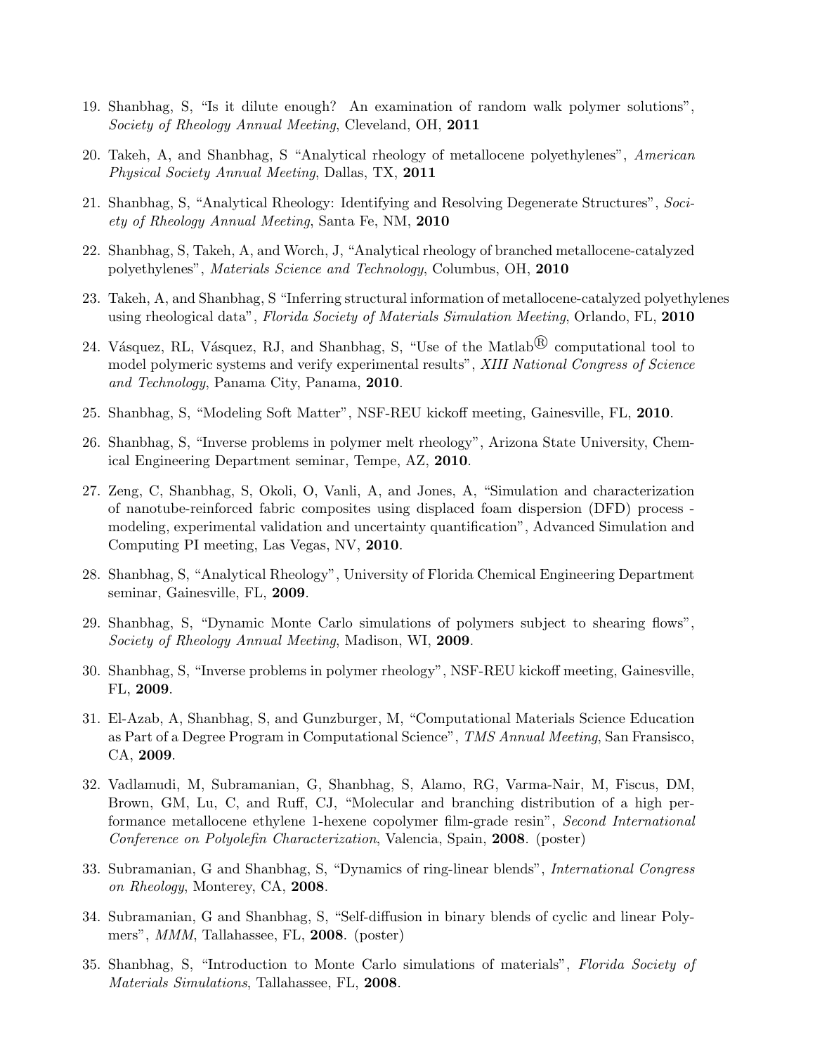19. Shanbhag, S, "Is it dilute enough? An examination of random walk polymer solutions", *Society of Rheology Annual Meeting*, Cleveland, OH, **2011**

20. Takeh, A, and Shanbhag, S "Analytical rheology of metallocene polyethylenes", *American Physical Society Annual Meeting*, Dallas, TX, **2011**

21. Shanbhag, S, "Analytical Rheology: Identifying and Resolving Degenerate Structures", *Society of Rheology Annual Meeting*, Santa Fe, NM, **2010**

22. Shanbhag, S, Takeh, A, and Worch, J, "Analytical rheology of branched metallocene-catalyzed polyethylenes", *Materials Science and Technology*, Columbus, OH, **2010**

23. Takeh, A, and Shanbhag, S "Inferring structural information of metallocene-catalyzed polyethylenes using rheological data", *Florida Society of Materials Simulation Meeting*, Orlando, FL, **2010**

24. Vásquez, RL, Vásquez, RJ, and Shanbhag, S, "Use of the Matlab® computational tool to model polymeric systems and verify experimental results", *XIII National Congress of Science and Technology*, Panama City, Panama, **2010**.

25. Shanbhag, S, "Modeling Soft Matter", NSF-REU kickoff meeting, Gainesville, FL, **2010**.

26. Shanbhag, S, "Inverse problems in polymer melt rheology", Arizona State University, Chemical Engineering Department seminar, Tempe, AZ, **2010**.

27. Zeng, C, Shanbhag, S, Okoli, O, Vanli, A, and Jones, A, "Simulation and characterization of nanotube-reinforced fabric composites using displaced foam dispersion (DFD) process - modeling, experimental validation and uncertainty quantification", Advanced Simulation and Computing PI meeting, Las Vegas, NV, **2010**.

28. Shanbhag, S, "Analytical Rheology", University of Florida Chemical Engineering Department seminar, Gainesville, FL, **2009**.

29. Shanbhag, S, "Dynamic Monte Carlo simulations of polymers subject to shearing flows", *Society of Rheology Annual Meeting*, Madison, WI, **2009**.

30. Shanbhag, S, "Inverse problems in polymer rheology", NSF-REU kickoff meeting, Gainesville, FL, **2009**.

31. El-Azab, A, Shanbhag, S, and Gunzburger, M, "Computational Materials Science Education as Part of a Degree Program in Computational Science", *TMS Annual Meeting*, San Fransisco, CA, **2009**.

32. Vadlamudi, M, Subramanian, G, Shanbhag, S, Alamo, RG, Varma-Nair, M, Fiscus, DM, Brown, GM, Lu, C, and Ruff, CJ, "Molecular and branching distribution of a high performance metallocene ethylene 1-hexene copolymer film-grade resin", *Second International Conference on Polyolefin Characterization*, Valencia, Spain, **2008**. (poster)

33. Subramanian, G and Shanbhag, S, "Dynamics of ring-linear blends", *International Congress on Rheology*, Monterey, CA, **2008**.

34. Subramanian, G and Shanbhag, S, "Self-diffusion in binary blends of cyclic and linear Polymers", *MMM*, Tallahassee, FL, **2008**. (poster)

35. Shanbhag, S, "Introduction to Monte Carlo simulations of materials", *Florida Society of Materials Simulations*, Tallahassee, FL, **2008**.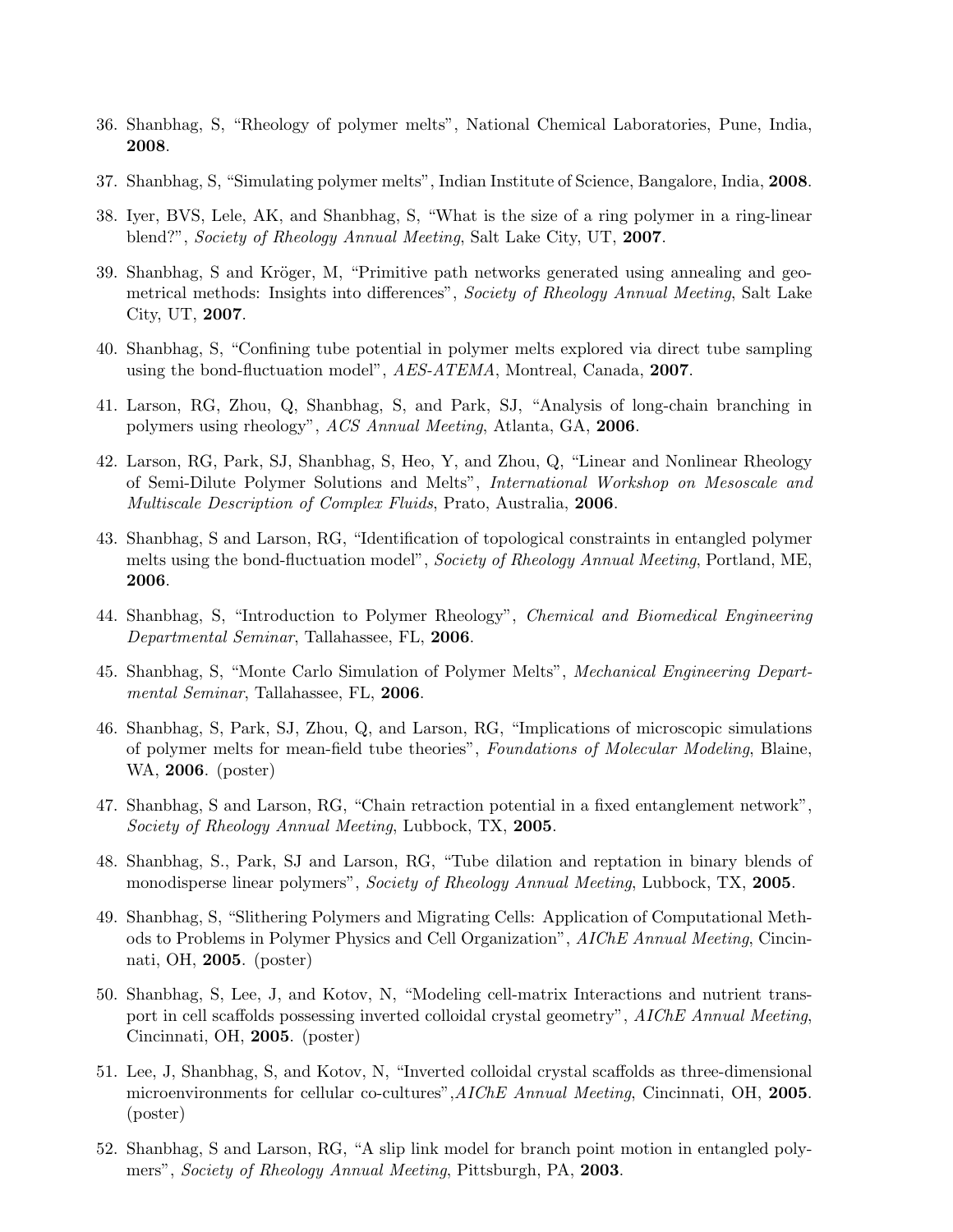36. Shanbhag, S, "Rheology of polymer melts", National Chemical Laboratories, Pune, India, **2008**.

37. Shanbhag, S, "Simulating polymer melts", Indian Institute of Science, Bangalore, India, **2008**.

38. Iyer, BVS, Lele, AK, and Shanbhag, S, "What is the size of a ring polymer in a ring-linear blend?", *Society of Rheology Annual Meeting*, Salt Lake City, UT, **2007**.

39. Shanbhag, S and Kröger, M, "Primitive path networks generated using annealing and geometrical methods: Insights into differences", *Society of Rheology Annual Meeting*, Salt Lake City, UT, **2007**.

40. Shanbhag, S, "Confining tube potential in polymer melts explored via direct tube sampling using the bond-fluctuation model", *AES-ATEMA*, Montreal, Canada, **2007**.

41. Larson, RG, Zhou, Q, Shanbhag, S, and Park, SJ, "Analysis of long-chain branching in polymers using rheology", *ACS Annual Meeting*, Atlanta, GA, **2006**.

42. Larson, RG, Park, SJ, Shanbhag, S, Heo, Y, and Zhou, Q, "Linear and Nonlinear Rheology of Semi-Dilute Polymer Solutions and Melts", *International Workshop on Mesoscale and Multiscale Description of Complex Fluids*, Prato, Australia, **2006**.

43. Shanbhag, S and Larson, RG, "Identification of topological constraints in entangled polymer melts using the bond-fluctuation model", *Society of Rheology Annual Meeting*, Portland, ME, **2006**.

44. Shanbhag, S, "Introduction to Polymer Rheology", *Chemical and Biomedical Engineering Departmental Seminar*, Tallahassee, FL, **2006**.

45. Shanbhag, S, "Monte Carlo Simulation of Polymer Melts", *Mechanical Engineering Departmental Seminar*, Tallahassee, FL, **2006**.

46. Shanbhag, S, Park, SJ, Zhou, Q, and Larson, RG, "Implications of microscopic simulations of polymer melts for mean-field tube theories", *Foundations of Molecular Modeling*, Blaine, WA, **2006**. (poster)

47. Shanbhag, S and Larson, RG, "Chain retraction potential in a fixed entanglement network", *Society of Rheology Annual Meeting*, Lubbock, TX, **2005**.

48. Shanbhag, S., Park, SJ and Larson, RG, "Tube dilation and reptation in binary blends of monodisperse linear polymers", *Society of Rheology Annual Meeting*, Lubbock, TX, **2005**.

49. Shanbhag, S, "Slithering Polymers and Migrating Cells: Application of Computational Methods to Problems in Polymer Physics and Cell Organization", *AIChE Annual Meeting*, Cincinnati, OH, **2005**. (poster)

50. Shanbhag, S, Lee, J, and Kotov, N, "Modeling cell-matrix Interactions and nutrient transport in cell scaffolds possessing inverted colloidal crystal geometry", *AIChE Annual Meeting*, Cincinnati, OH, **2005**. (poster)

51. Lee, J, Shanbhag, S, and Kotov, N, "Inverted colloidal crystal scaffolds as three-dimensional microenvironments for cellular co-cultures",*AIChE Annual Meeting*, Cincinnati, OH, **2005**. (poster)

52. Shanbhag, S and Larson, RG, "A slip link model for branch point motion in entangled polymers", *Society of Rheology Annual Meeting*, Pittsburgh, PA, **2003**.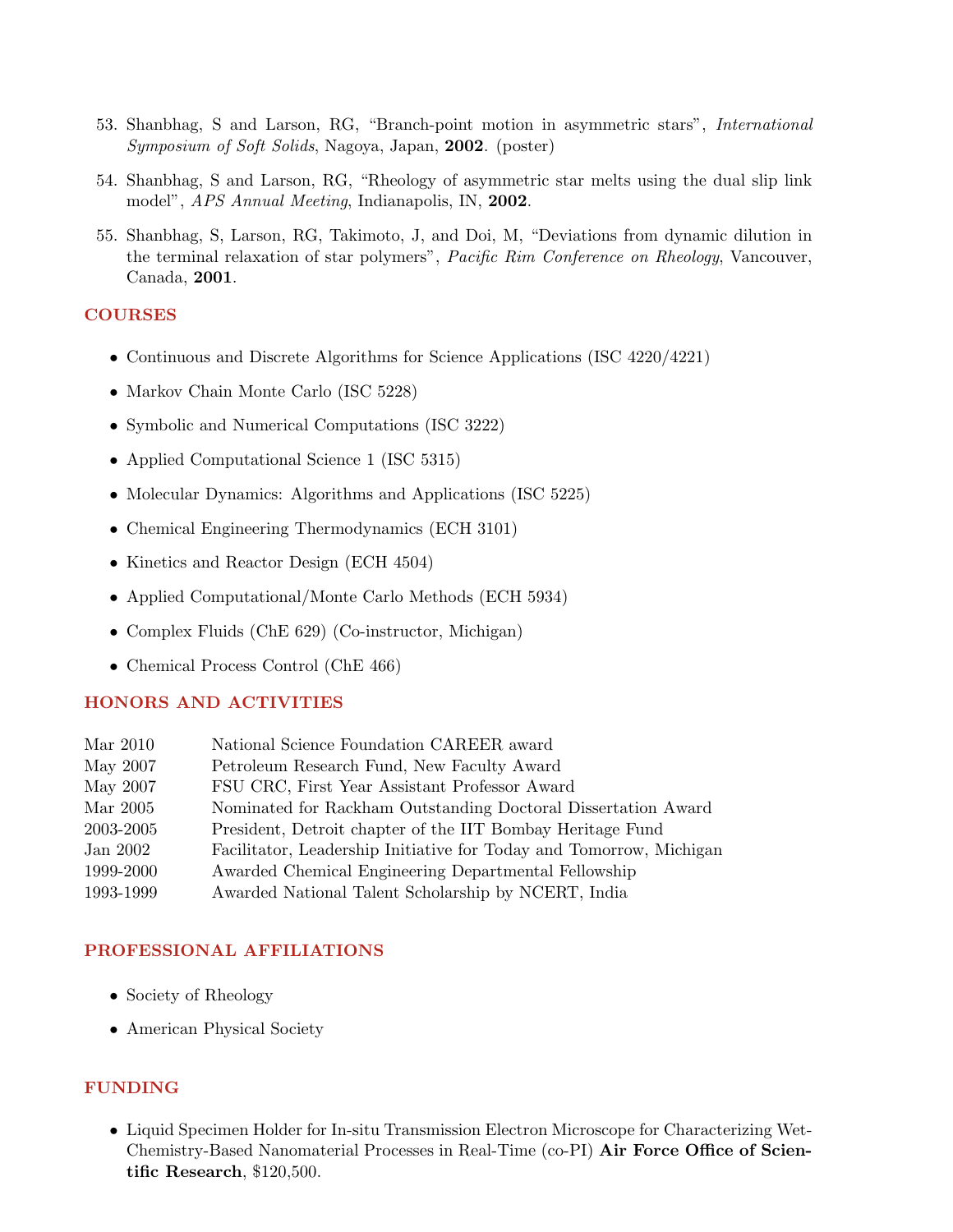53. Shanbhag, S and Larson, RG, "Branch-point motion in asymmetric stars", *International Symposium of Soft Solids*, Nagoya, Japan, **2002**. (poster)

54. Shanbhag, S and Larson, RG, "Rheology of asymmetric star melts using the dual slip link model", *APS Annual Meeting*, Indianapolis, IN, **2002**.

55. Shanbhag, S, Larson, RG, Takimoto, J, and Doi, M, "Deviations from dynamic dilution in the terminal relaxation of star polymers", *Pacific Rim Conference on Rheology*, Vancouver, Canada, **2001**.

## COURSES

- Continuous and Discrete Algorithms for Science Applications (ISC 4220/4221)
- Markov Chain Monte Carlo (ISC 5228)
- Symbolic and Numerical Computations (ISC 3222)
- Applied Computational Science 1 (ISC 5315)
- Molecular Dynamics: Algorithms and Applications (ISC 5225)
- Chemical Engineering Thermodynamics (ECH 3101)
- Kinetics and Reactor Design (ECH 4504)
- Applied Computational/Monte Carlo Methods (ECH 5934)
- Complex Fluids (ChE 629) (Co-instructor, Michigan)
- Chemical Process Control (ChE 466)

## HONORS AND ACTIVITIES

| | |
|---|---|
| Mar 2010 | National Science Foundation CAREER award |
| May 2007 | Petroleum Research Fund, New Faculty Award |
| May 2007 | FSU CRC, First Year Assistant Professor Award |
| Mar 2005 | Nominated for Rackham Outstanding Doctoral Dissertation Award |
| 2003-2005 | President, Detroit chapter of the IIT Bombay Heritage Fund |
| Jan 2002 | Facilitator, Leadership Initiative for Today and Tomorrow, Michigan |
| 1999-2000 | Awarded Chemical Engineering Departmental Fellowship |
| 1993-1999 | Awarded National Talent Scholarship by NCERT, India |

## PROFESSIONAL AFFILIATIONS

- Society of Rheology
- American Physical Society

## FUNDING

- Liquid Specimen Holder for In-situ Transmission Electron Microscope for Characterizing Wet-Chemistry-Based Nanomaterial Processes in Real-Time (co-PI) **Air Force Office of Scientific Research**, $120,500.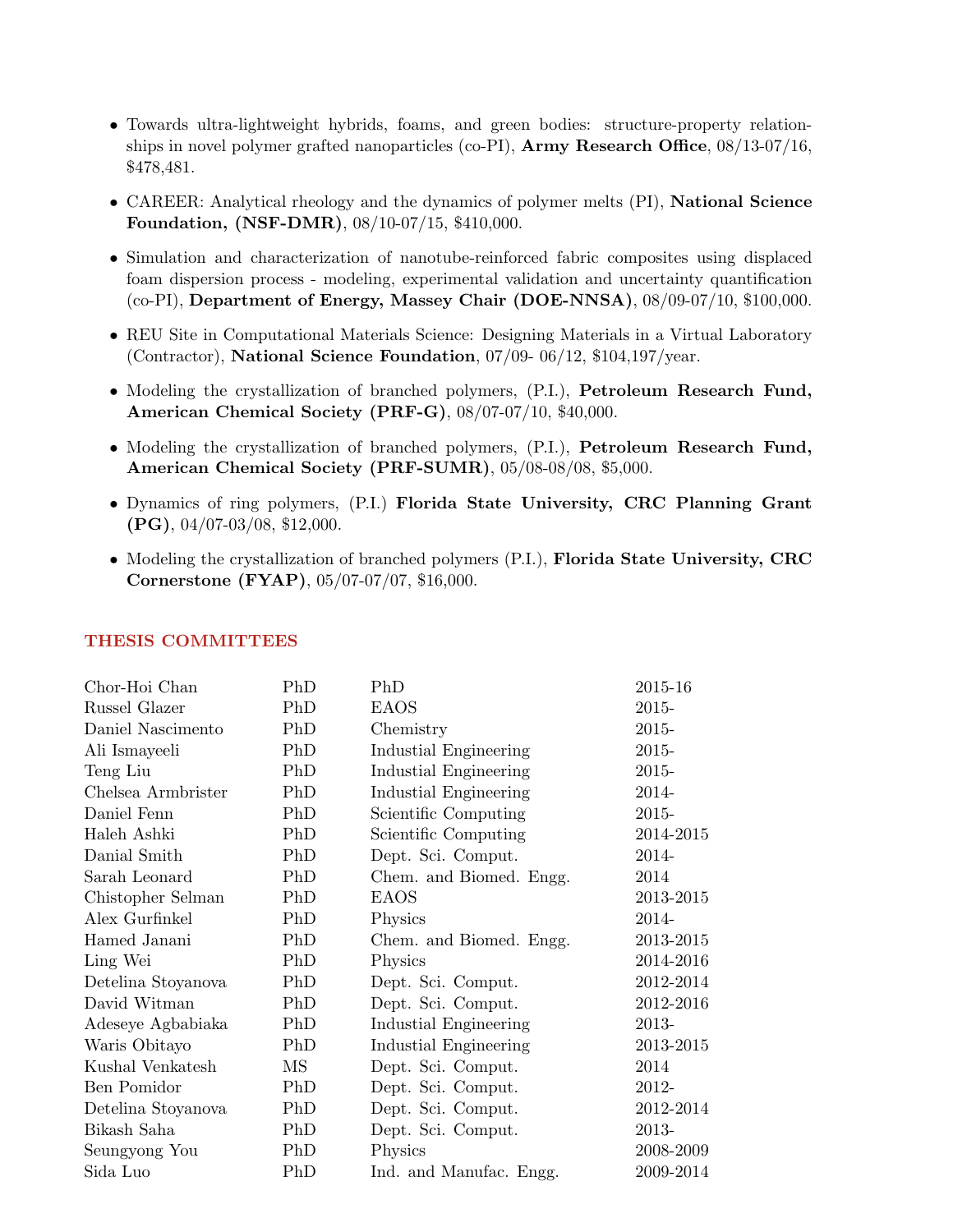- Towards ultra-lightweight hybrids, foams, and green bodies: structure-property relationships in novel polymer grafted nanoparticles (co-PI), **Army Research Office**, 08/13-07/16, $478,481.
- CAREER: Analytical rheology and the dynamics of polymer melts (PI), **National Science Foundation, (NSF-DMR)**, 08/10-07/15, $410,000.
- Simulation and characterization of nanotube-reinforced fabric composites using displaced foam dispersion process - modeling, experimental validation and uncertainty quantification (co-PI), **Department of Energy, Massey Chair (DOE-NNSA)**, 08/09-07/10, $100,000.
- REU Site in Computational Materials Science: Designing Materials in a Virtual Laboratory (Contractor), **National Science Foundation**, 07/09- 06/12, $104,197/year.
- Modeling the crystallization of branched polymers, (P.I.), **Petroleum Research Fund, American Chemical Society (PRF-G)**, 08/07-07/10, $40,000.
- Modeling the crystallization of branched polymers, (P.I.), **Petroleum Research Fund, American Chemical Society (PRF-SUMR)**, 05/08-08/08, $5,000.
- Dynamics of ring polymers, (P.I.) **Florida State University, CRC Planning Grant (PG)**, 04/07-03/08, $12,000.
- Modeling the crystallization of branched polymers (P.I.), **Florida State University, CRC Cornerstone (FYAP)**, 05/07-07/07, $16,000.

## THESIS COMMITTEES

| | | | |
|---|---|---|---|
| Chor-Hoi Chan | PhD | PhD | 2015-16 |
| Russel Glazer | PhD | EAOS | 2015- |
| Daniel Nascimento | PhD | Chemistry | 2015- |
| Ali Ismayeeli | PhD | Industial Engineering | 2015- |
| Teng Liu | PhD | Industial Engineering | 2015- |
| Chelsea Armbrister | PhD | Industial Engineering | 2014- |
| Daniel Fenn | PhD | Scientific Computing | 2015- |
| Haleh Ashki | PhD | Scientific Computing | 2014-2015 |
| Danial Smith | PhD | Dept. Sci. Comput. | 2014- |
| Sarah Leonard | PhD | Chem. and Biomed. Engg. | 2014 |
| Chistopher Selman | PhD | EAOS | 2013-2015 |
| Alex Gurfinkel | PhD | Physics | 2014- |
| Hamed Janani | PhD | Chem. and Biomed. Engg. | 2013-2015 |
| Ling Wei | PhD | Physics | 2014-2016 |
| Detelina Stoyanova | PhD | Dept. Sci. Comput. | 2012-2014 |
| David Witman | PhD | Dept. Sci. Comput. | 2012-2016 |
| Adeseye Agbabiaka | PhD | Industial Engineering | 2013- |
| Waris Obitayo | PhD | Industial Engineering | 2013-2015 |
| Kushal Venkatesh | MS | Dept. Sci. Comput. | 2014 |
| Ben Pomidor | PhD | Dept. Sci. Comput. | 2012- |
| Detelina Stoyanova | PhD | Dept. Sci. Comput. | 2012-2014 |
| Bikash Saha | PhD | Dept. Sci. Comput. | 2013- |
| Seungyong You | PhD | Physics | 2008-2009 |
| Sida Luo | PhD | Ind. and Manufac. Engg. | 2009-2014 |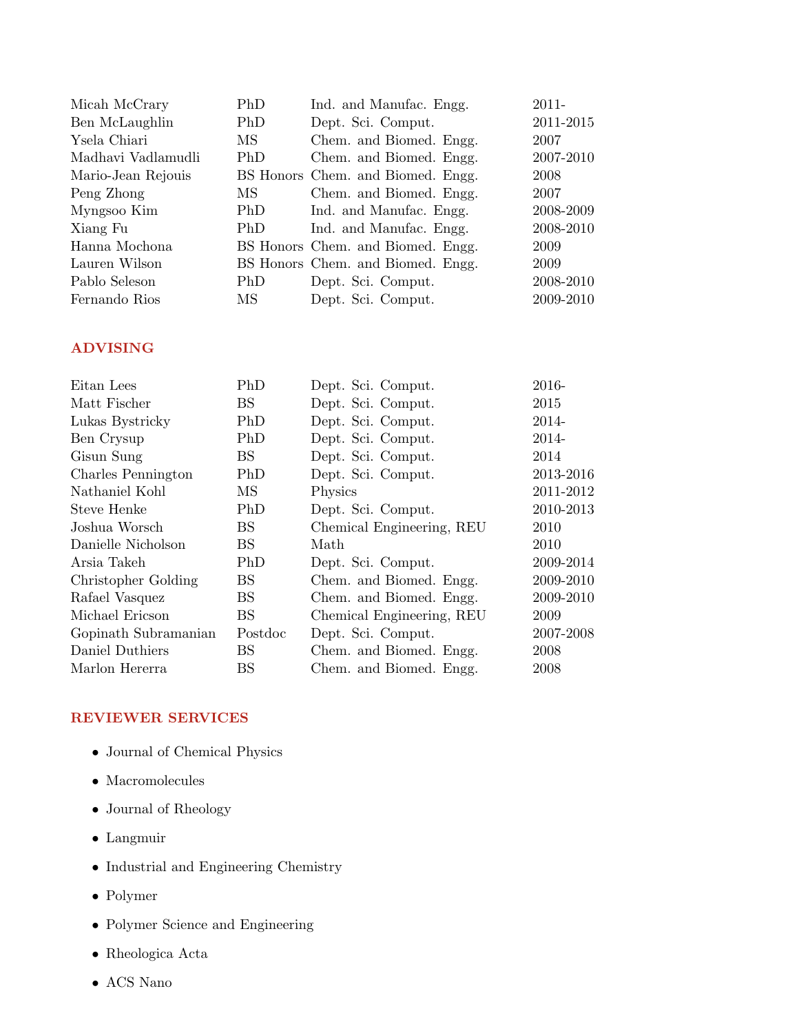| | | | |
|---|---|---|---|
| Micah McCrary | PhD | Ind. and Manufac. Engg. | 2011- |
| Ben McLaughlin | PhD | Dept. Sci. Comput. | 2011-2015 |
| Ysela Chiari | MS | Chem. and Biomed. Engg. | 2007 |
| Madhavi Vadlamudli | PhD | Chem. and Biomed. Engg. | 2007-2010 |
| Mario-Jean Rejouis | BS Honors | Chem. and Biomed. Engg. | 2008 |
| Peng Zhong | MS | Chem. and Biomed. Engg. | 2007 |
| Myngsoo Kim | PhD | Ind. and Manufac. Engg. | 2008-2009 |
| Xiang Fu | PhD | Ind. and Manufac. Engg. | 2008-2010 |
| Hanna Mochona | BS Honors | Chem. and Biomed. Engg. | 2009 |
| Lauren Wilson | BS Honors | Chem. and Biomed. Engg. | 2009 |
| Pablo Seleson | PhD | Dept. Sci. Comput. | 2008-2010 |
| Fernando Rios | MS | Dept. Sci. Comput. | 2009-2010 |

## ADVISING

| | | | |
|---|---|---|---|
| Eitan Lees | PhD | Dept. Sci. Comput. | 2016- |
| Matt Fischer | BS | Dept. Sci. Comput. | 2015 |
| Lukas Bystricky | PhD | Dept. Sci. Comput. | 2014- |
| Ben Crysup | PhD | Dept. Sci. Comput. | 2014- |
| Gisun Sung | BS | Dept. Sci. Comput. | 2014 |
| Charles Pennington | PhD | Dept. Sci. Comput. | 2013-2016 |
| Nathaniel Kohl | MS | Physics | 2011-2012 |
| Steve Henke | PhD | Dept. Sci. Comput. | 2010-2013 |
| Joshua Worsch | BS | Chemical Engineering, REU | 2010 |
| Danielle Nicholson | BS | Math | 2010 |
| Arsia Takeh | PhD | Dept. Sci. Comput. | 2009-2014 |
| Christopher Golding | BS | Chem. and Biomed. Engg. | 2009-2010 |
| Rafael Vasquez | BS | Chem. and Biomed. Engg. | 2009-2010 |
| Michael Ericson | BS | Chemical Engineering, REU | 2009 |
| Gopinath Subramanian | Postdoc | Dept. Sci. Comput. | 2007-2008 |
| Daniel Duthiers | BS | Chem. and Biomed. Engg. | 2008 |
| Marlon Hererra | BS | Chem. and Biomed. Engg. | 2008 |

## REVIEWER SERVICES

- Journal of Chemical Physics
- Macromolecules
- Journal of Rheology
- Langmuir
- Industrial and Engineering Chemistry
- Polymer
- Polymer Science and Engineering
- Rheologica Acta
- ACS Nano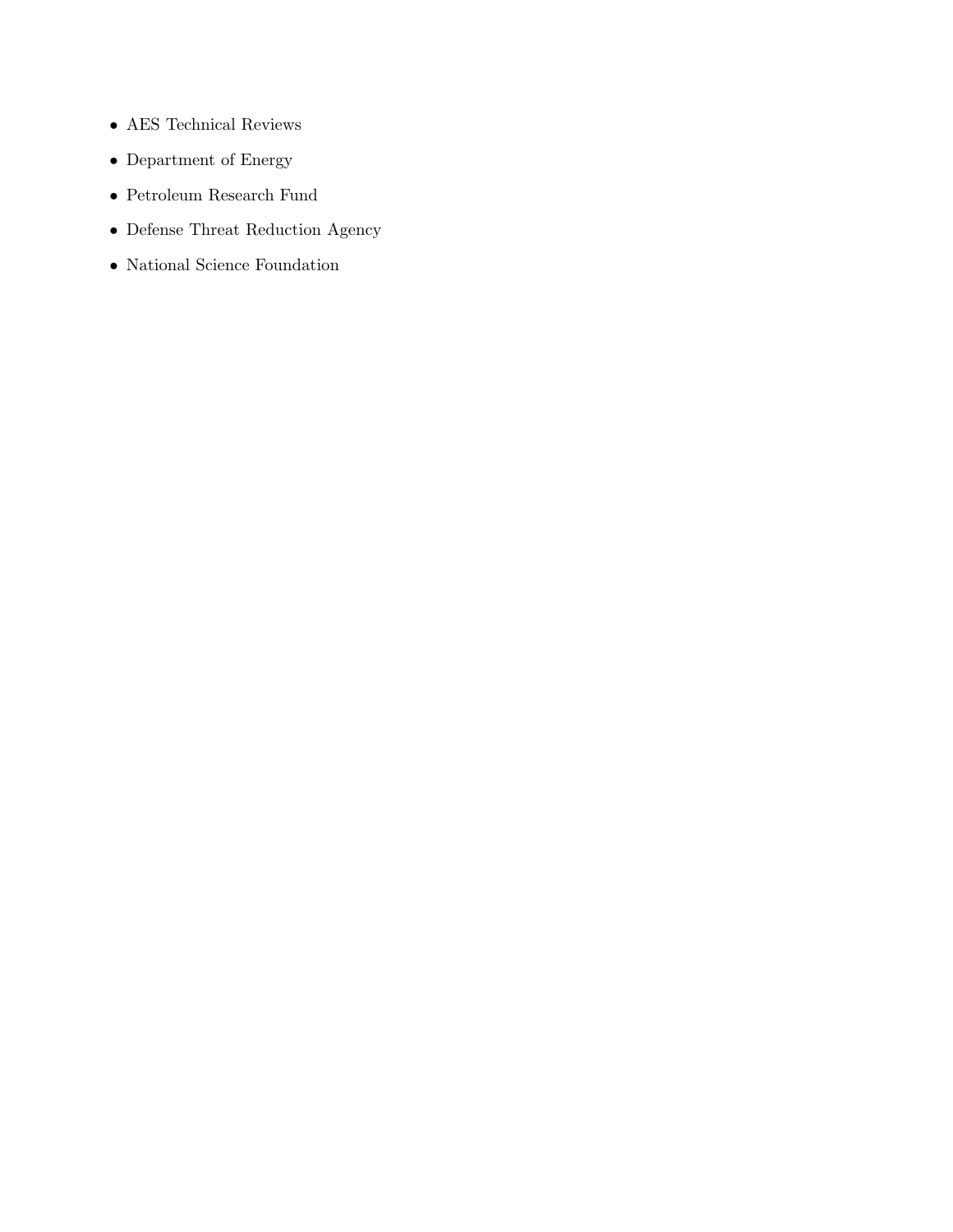- AES Technical Reviews
- Department of Energy
- Petroleum Research Fund
- Defense Threat Reduction Agency
- National Science Foundation